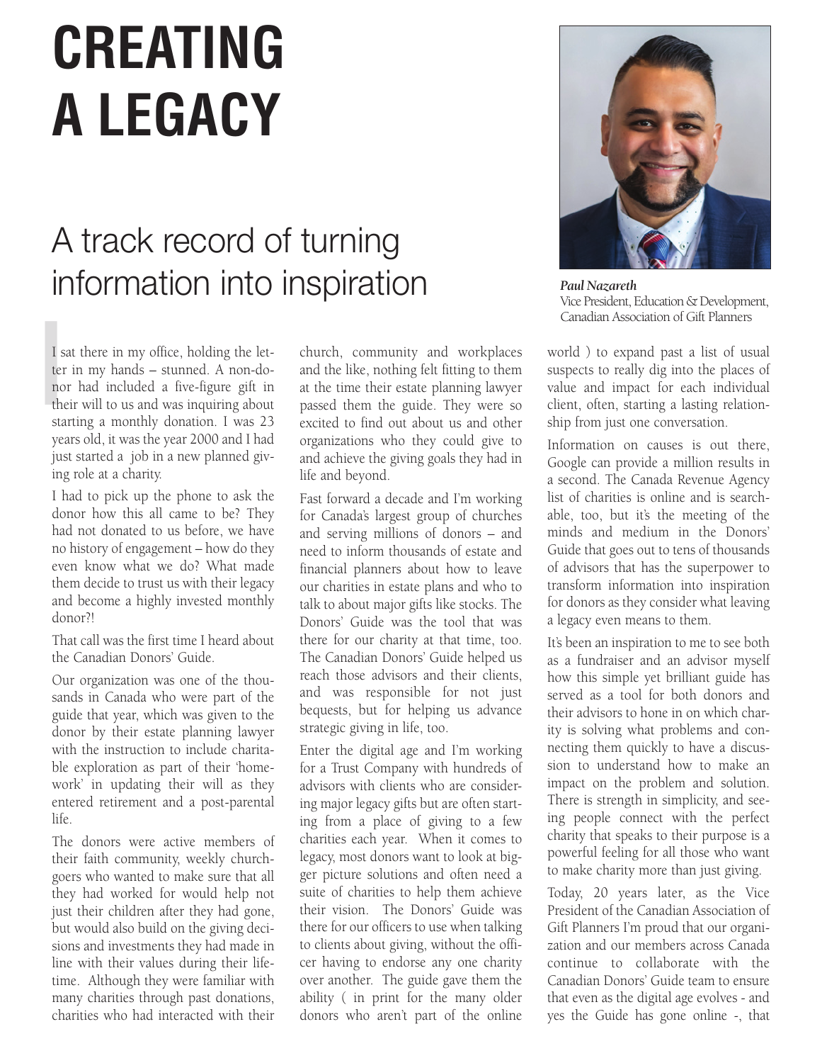# CREATING A LEGACY

## A track record of turning information into inspiration

***Paul Nazareth***
Vice President, Education & Development, Canadian Association of Gift Planners

I sat there in my office, holding the letter in my hands – stunned. A non-donor had included a five-figure gift in their will to us and was inquiring about starting a monthly donation. I was 23 years old, it was the year 2000 and I had just started a job in a new planned giving role at a charity.

I had to pick up the phone to ask the donor how this all came to be? They had not donated to us before, we have no history of engagement – how do they even know what we do? What made them decide to trust us with their legacy and become a highly invested monthly donor?!

That call was the first time I heard about the Canadian Donors' Guide.

Our organization was one of the thousands in Canada who were part of the guide that year, which was given to the donor by their estate planning lawyer with the instruction to include charitable exploration as part of their 'homework' in updating their will as they entered retirement and a post-parental life.

The donors were active members of their faith community, weekly churchgoers who wanted to make sure that all they had worked for would help not just their children after they had gone, but would also build on the giving decisions and investments they had made in line with their values during their lifetime. Although they were familiar with many charities through past donations, charities who had interacted with their church, community and workplaces and the like, nothing felt fitting to them at the time their estate planning lawyer passed them the guide. They were so excited to find out about us and other organizations who they could give to and achieve the giving goals they had in life and beyond.

Fast forward a decade and I'm working for Canada's largest group of churches and serving millions of donors – and need to inform thousands of estate and financial planners about how to leave our charities in estate plans and who to talk to about major gifts like stocks. The Donors' Guide was the tool that was there for our charity at that time, too. The Canadian Donors' Guide helped us reach those advisors and their clients, and was responsible for not just bequests, but for helping us advance strategic giving in life, too.

Enter the digital age and I'm working for a Trust Company with hundreds of advisors with clients who are considering major legacy gifts but are often starting from a place of giving to a few charities each year. When it comes to legacy, most donors want to look at bigger picture solutions and often need a suite of charities to help them achieve their vision. The Donors' Guide was there for our officers to use when talking to clients about giving, without the officer having to endorse any one charity over another. The guide gave them the ability ( in print for the many older donors who aren't part of the online world ) to expand past a list of usual suspects to really dig into the places of value and impact for each individual client, often, starting a lasting relationship from just one conversation.

Information on causes is out there, Google can provide a million results in a second. The Canada Revenue Agency list of charities is online and is searchable, too, but it's the meeting of the minds and medium in the Donors' Guide that goes out to tens of thousands of advisors that has the superpower to transform information into inspiration for donors as they consider what leaving a legacy even means to them.

It's been an inspiration to me to see both as a fundraiser and an advisor myself how this simple yet brilliant guide has served as a tool for both donors and their advisors to hone in on which charity is solving what problems and connecting them quickly to have a discussion to understand how to make an impact on the problem and solution. There is strength in simplicity, and seeing people connect with the perfect charity that speaks to their purpose is a powerful feeling for all those who want to make charity more than just giving.

Today, 20 years later, as the Vice President of the Canadian Association of Gift Planners I'm proud that our organization and our members across Canada continue to collaborate with the Canadian Donors' Guide team to ensure that even as the digital age evolves - and yes the Guide has gone online -, that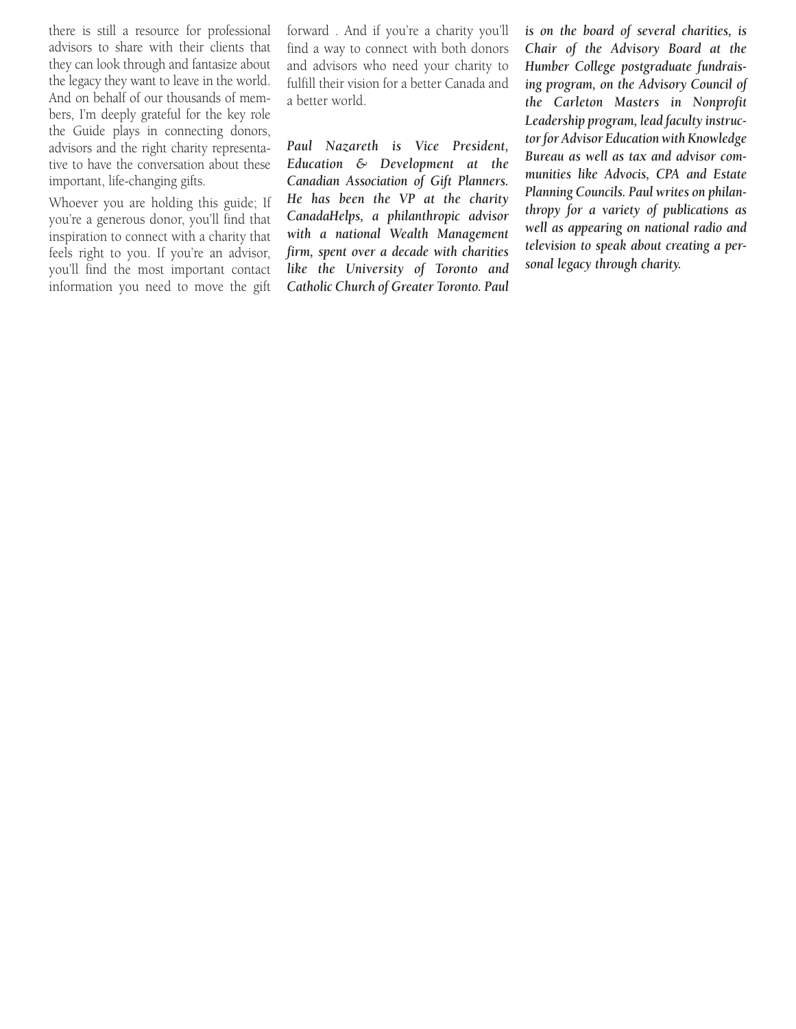there is still a resource for professional advisors to share with their clients that they can look through and fantasize about the legacy they want to leave in the world. And on behalf of our thousands of members, I'm deeply grateful for the key role the Guide plays in connecting donors, advisors and the right charity representative to have the conversation about these important, life-changing gifts.

Whoever you are holding this guide; If you're a generous donor, you'll find that inspiration to connect with a charity that feels right to you. If you're an advisor, you'll find the most important contact information you need to move the gift forward . And if you're a charity you'll find a way to connect with both donors and advisors who need your charity to fulfill their vision for a better Canada and a better world.

***Paul Nazareth is Vice President, Education & Development at the Canadian Association of Gift Planners. He has been the VP at the charity CanadaHelps, a philanthropic advisor with a national Wealth Management firm, spent over a decade with charities like the University of Toronto and Catholic Church of Greater Toronto. Paul is on the board of several charities, is Chair of the Advisory Board at the Humber College postgraduate fundraising program, on the Advisory Council of the Carleton Masters in Nonprofit Leadership program, lead faculty instructor for Advisor Education with Knowledge Bureau as well as tax and advisor communities like Advocis, CPA and Estate Planning Councils. Paul writes on philanthropy for a variety of publications as well as appearing on national radio and television to speak about creating a personal legacy through charity.***